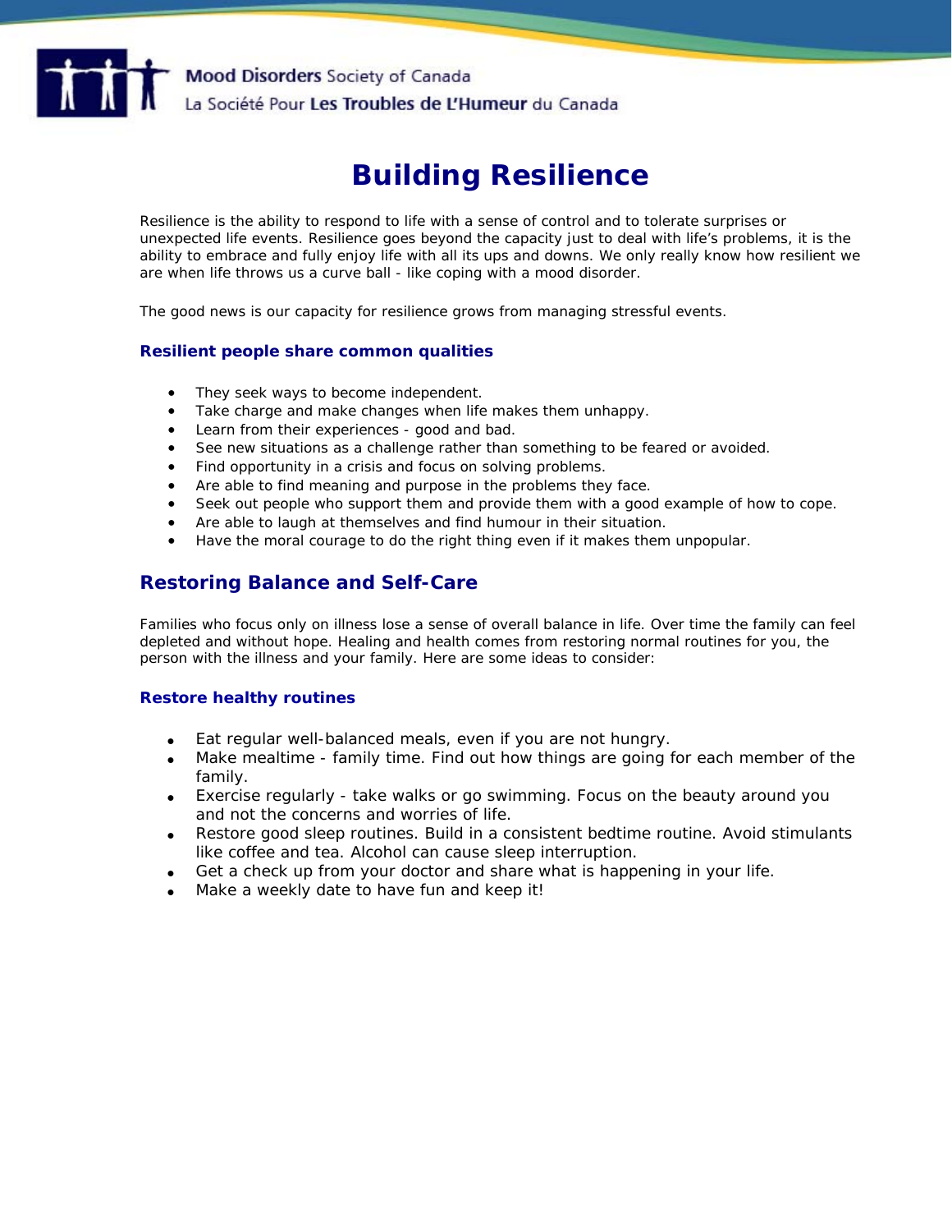Mood Disorders Society of Canada
La Société Pour Les Troubles de L'Humeur du Canada

# Building Resilience

Resilience is the ability to respond to life with a sense of control and to tolerate surprises or unexpected life events. Resilience goes beyond the capacity just to deal with life's problems, it is the ability to embrace and fully enjoy life with all its ups and downs. We only really know how resilient we are when life throws us a curve ball - like coping with a mood disorder.

The good news is our capacity for resilience grows from managing stressful events.

### Resilient people share common qualities

- They seek ways to become independent.
- Take charge and make changes when life makes them unhappy.
- Learn from their experiences - good and bad.
- See new situations as a challenge rather than something to be feared or avoided.
- Find opportunity in a crisis and focus on solving problems.
- Are able to find meaning and purpose in the problems they face.
- Seek out people who support them and provide them with a good example of how to cope.
- Are able to laugh at themselves and find humour in their situation.
- Have the moral courage to do the right thing even if it makes them unpopular.

## Restoring Balance and Self-Care

Families who focus only on illness lose a sense of overall balance in life. Over time the family can feel depleted and without hope. Healing and health comes from restoring normal routines for you, the person with the illness and your family. Here are some ideas to consider:

### Restore healthy routines

- Eat regular well-balanced meals, even if you are not hungry.
- Make mealtime - family time. Find out how things are going for each member of the family.
- Exercise regularly - take walks or go swimming. Focus on the beauty around you and not the concerns and worries of life.
- Restore good sleep routines. Build in a consistent bedtime routine. Avoid stimulants like coffee and tea. Alcohol can cause sleep interruption.
- Get a check up from your doctor and share what is happening in your life.
- Make a weekly date to have fun and keep it!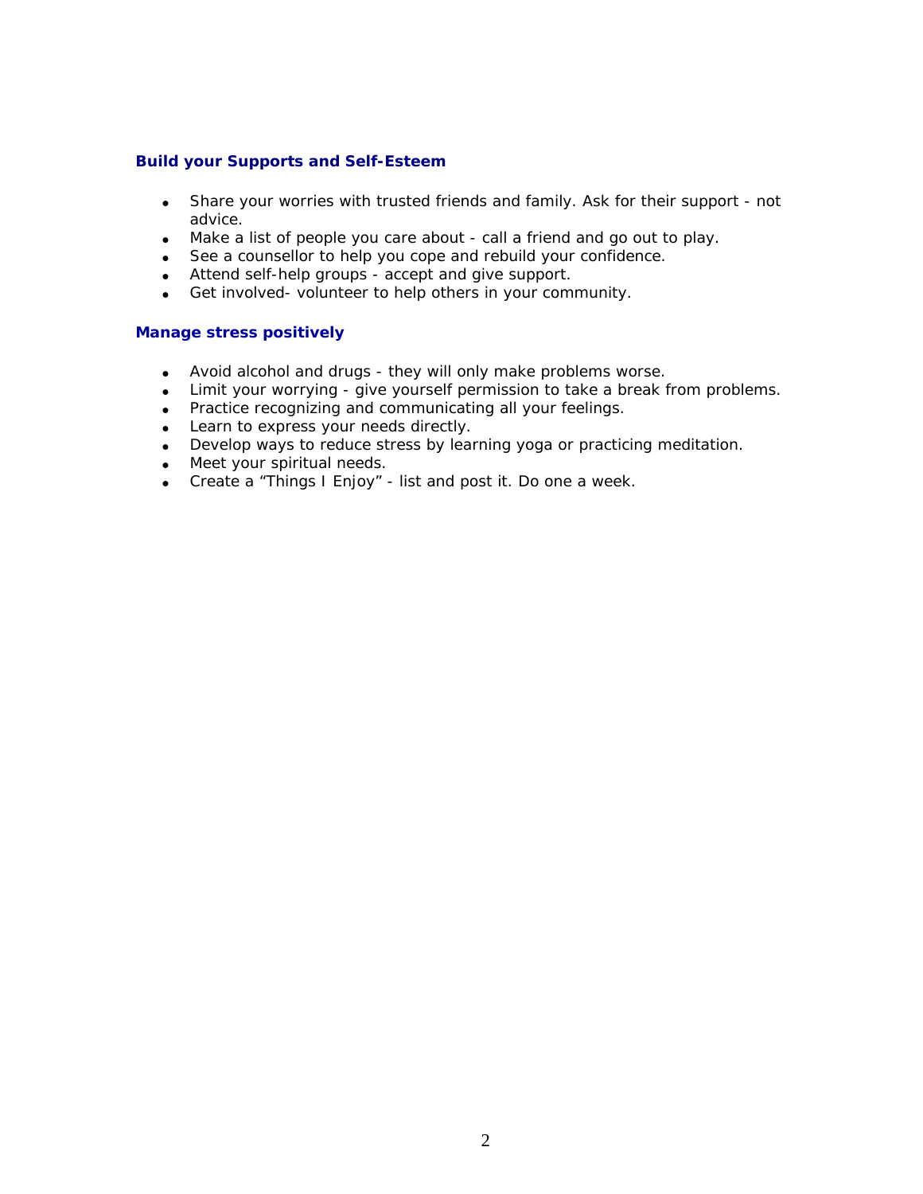### Build your Supports and Self-Esteem

- Share your worries with trusted friends and family. Ask for their support - not advice.
- Make a list of people you care about - call a friend and go out to play.
- See a counsellor to help you cope and rebuild your confidence.
- Attend self-help groups - accept and give support.
- Get involved- volunteer to help others in your community.

### Manage stress positively

- Avoid alcohol and drugs - they will only make problems worse.
- Limit your worrying - give yourself permission to take a break from problems.
- Practice recognizing and communicating all your feelings.
- Learn to express your needs directly.
- Develop ways to reduce stress by learning yoga or practicing meditation.
- Meet your spiritual needs.
- Create a “Things I Enjoy” - list and post it. Do one a week.